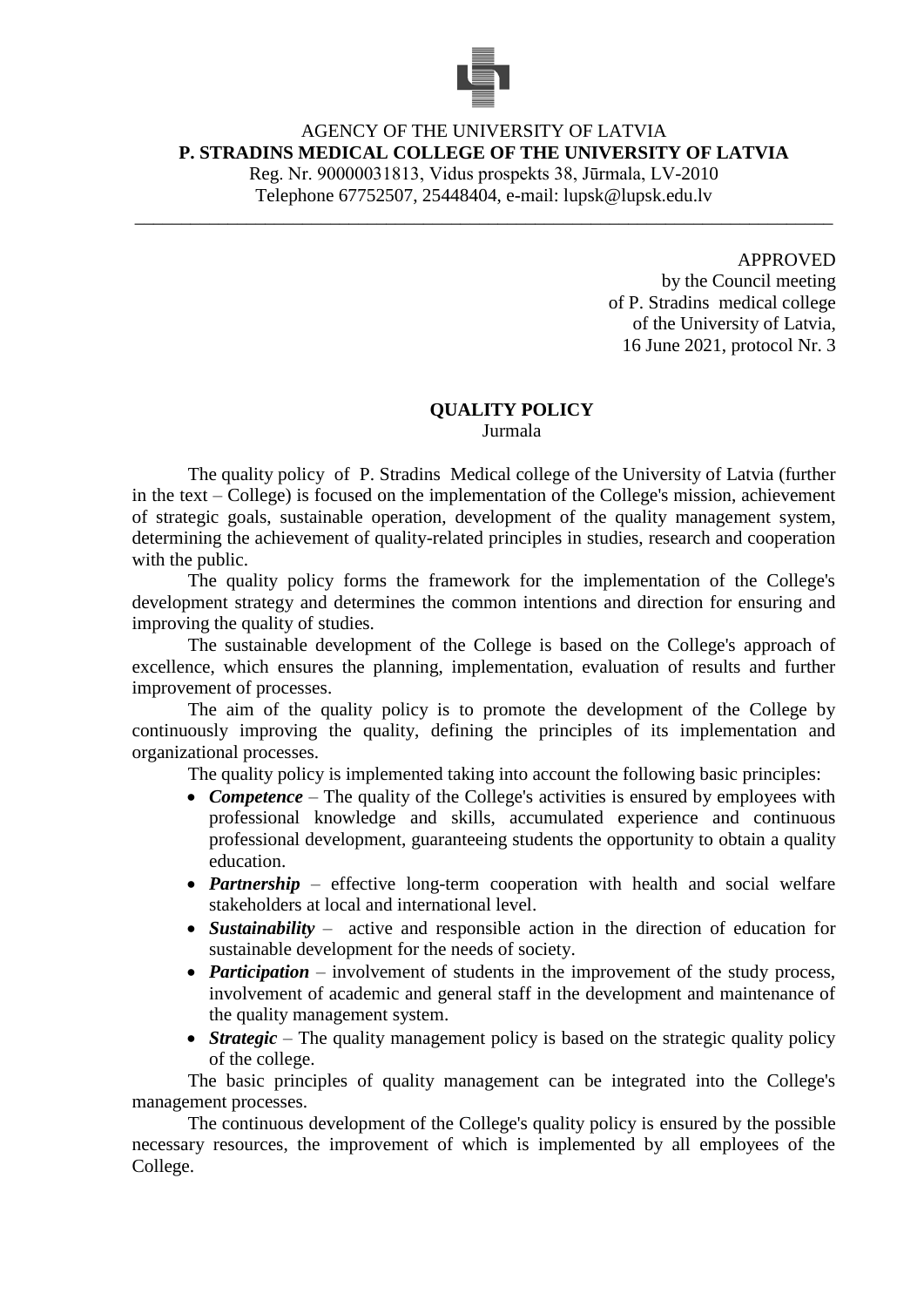AGENCY OF THE UNIVERSITY OF LATVIA
**P. STRADINS MEDICAL COLLEGE OF THE UNIVERSITY OF LATVIA**
Reg. Nr. 90000031813, Vidus prospekts 38, Jūrmala, LV-2010
Telephone 67752507, 25448404, e-mail: lupsk@lupsk.edu.lv

---

APPROVED
by the Council meeting
of P. Stradins medical college
of the University of Latvia,
16 June 2021, protocol Nr. 3

**QUALITY POLICY**
Jurmala

The quality policy of P. Stradins Medical college of the University of Latvia (further in the text – College) is focused on the implementation of the College's mission, achievement of strategic goals, sustainable operation, development of the quality management system, determining the achievement of quality-related principles in studies, research and cooperation with the public.

The quality policy forms the framework for the implementation of the College's development strategy and determines the common intentions and direction for ensuring and improving the quality of studies.

The sustainable development of the College is based on the College's approach of excellence, which ensures the planning, implementation, evaluation of results and further improvement of processes.

The aim of the quality policy is to promote the development of the College by continuously improving the quality, defining the principles of its implementation and organizational processes.

The quality policy is implemented taking into account the following basic principles:

- ***Competence*** – The quality of the College's activities is ensured by employees with professional knowledge and skills, accumulated experience and continuous professional development, guaranteeing students the opportunity to obtain a quality education.
- ***Partnership*** – effective long-term cooperation with health and social welfare stakeholders at local and international level.
- ***Sustainability*** – active and responsible action in the direction of education for sustainable development for the needs of society.
- ***Participation*** – involvement of students in the improvement of the study process, involvement of academic and general staff in the development and maintenance of the quality management system.
- ***Strategic*** – The quality management policy is based on the strategic quality policy of the college.

The basic principles of quality management can be integrated into the College's management processes.

The continuous development of the College's quality policy is ensured by the possible necessary resources, the improvement of which is implemented by all employees of the College.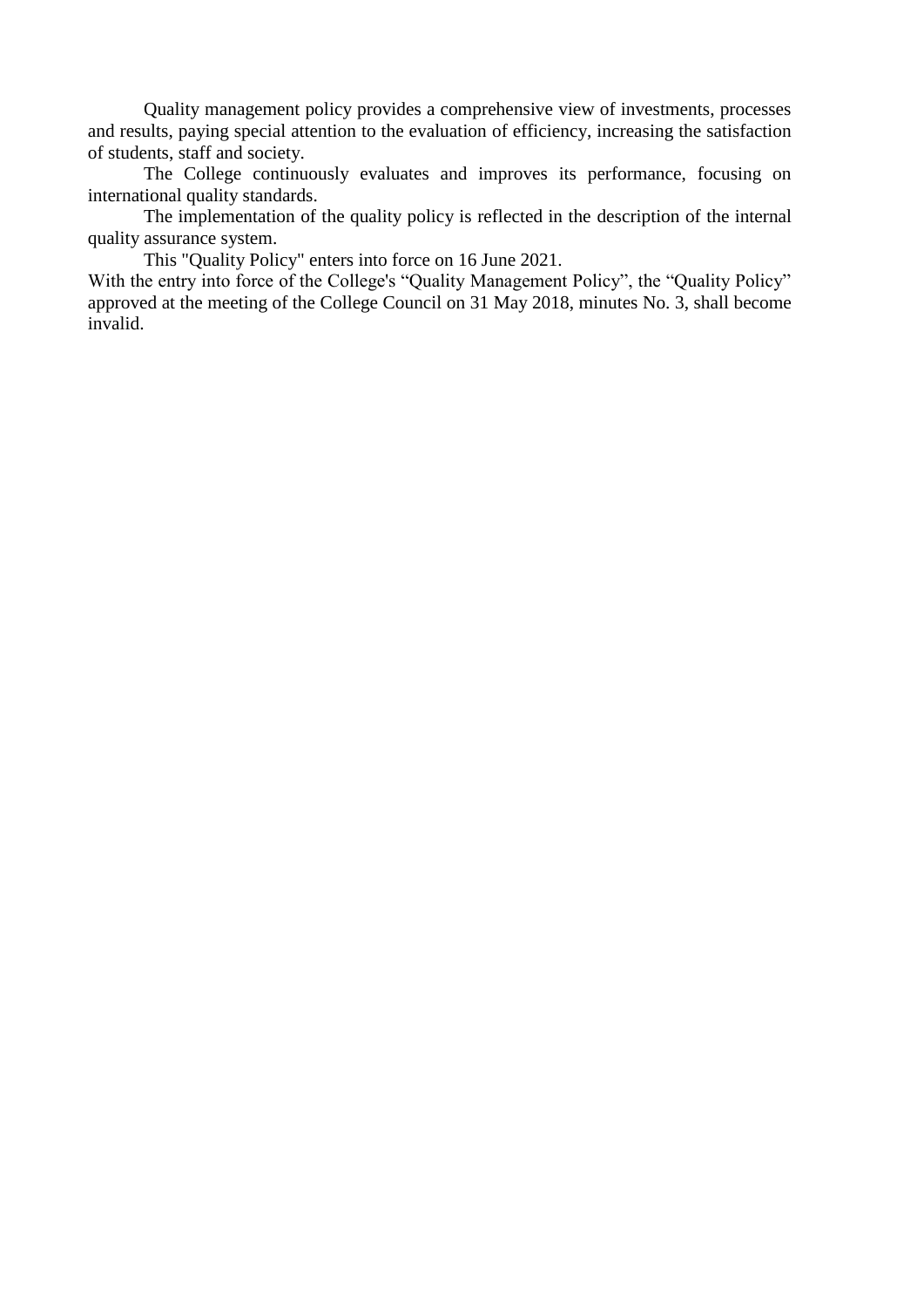Quality management policy provides a comprehensive view of investments, processes and results, paying special attention to the evaluation of efficiency, increasing the satisfaction of students, staff and society.

The College continuously evaluates and improves its performance, focusing on international quality standards.

The implementation of the quality policy is reflected in the description of the internal quality assurance system.

This "Quality Policy" enters into force on 16 June 2021.

With the entry into force of the College's “Quality Management Policy”, the “Quality Policy” approved at the meeting of the College Council on 31 May 2018, minutes No. 3, shall become invalid.